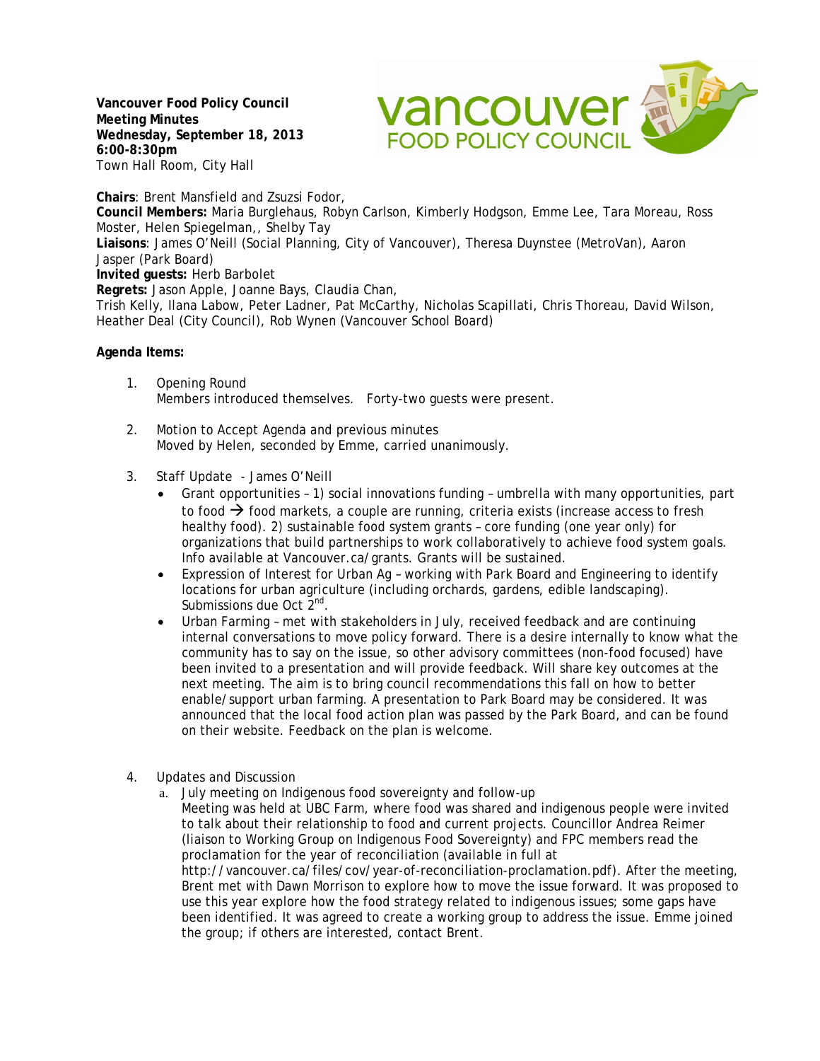**Vancouver Food Policy Council**
**Meeting Minutes**
**Wednesday, September 18, 2013**
**6:00-8:30pm**
Town Hall Room, City Hall

**Chairs**: Brent Mansfield and Zsuzsi Fodor,
**Council Members:** Maria Burglehaus, Robyn Carlson, Kimberly Hodgson, Emme Lee, Tara Moreau, Ross Moster, Helen Spiegelman,, Shelby Tay
**Liaisons**: James O'Neill (Social Planning, City of Vancouver), Theresa Duynstee (MetroVan), Aaron Jasper (Park Board)
**Invited guests:** Herb Barbolet
**Regrets:** Jason Apple, Joanne Bays, Claudia Chan,
Trish Kelly, Ilana Labow, Peter Ladner, Pat McCarthy, Nicholas Scapillati, Chris Thoreau, David Wilson, Heather Deal (City Council), Rob Wynen (Vancouver School Board)

**Agenda Items:**

1. Opening Round
   Members introduced themselves. Forty-two guests were present.

2. Motion to Accept Agenda and previous minutes
   Moved by Helen, seconded by Emme, carried unanimously.

3. Staff Update - James O'Neill
   - Grant opportunities – 1) social innovations funding – umbrella with many opportunities, part to food → food markets, a couple are running, criteria exists (increase access to fresh healthy food). 2) sustainable food system grants – core funding (one year only) for organizations that build partnerships to work collaboratively to achieve food system goals. Info available at Vancouver.ca/grants. Grants will be sustained.
   - Expression of Interest for Urban Ag – working with Park Board and Engineering to identify locations for urban agriculture (including orchards, gardens, edible landscaping). Submissions due Oct 2nd.
   - Urban Farming – met with stakeholders in July, received feedback and are continuing internal conversations to move policy forward. There is a desire internally to know what the community has to say on the issue, so other advisory committees (non-food focused) have been invited to a presentation and will provide feedback. Will share key outcomes at the next meeting. The aim is to bring council recommendations this fall on how to better enable/support urban farming. A presentation to Park Board may be considered. It was announced that the local food action plan was passed by the Park Board, and can be found on their website. Feedback on the plan is welcome.

4. Updates and Discussion
   a. July meeting on Indigenous food sovereignty and follow-up
      Meeting was held at UBC Farm, where food was shared and indigenous people were invited to talk about their relationship to food and current projects. Councillor Andrea Reimer (liaison to Working Group on Indigenous Food Sovereignty) and FPC members read the proclamation for the year of reconciliation (available in full at http://vancouver.ca/files/cov/year-of-reconciliation-proclamation.pdf). After the meeting, Brent met with Dawn Morrison to explore how to move the issue forward. It was proposed to use this year explore how the food strategy related to indigenous issues; some gaps have been identified. It was agreed to create a working group to address the issue. Emme joined the group; if others are interested, contact Brent.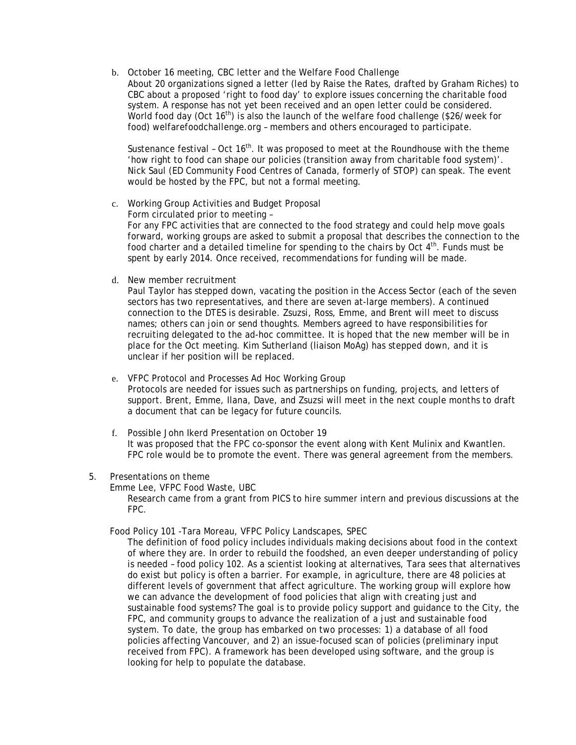b. October 16 meeting, CBC letter and the Welfare Food Challenge

About 20 organizations signed a letter (led by Raise the Rates, drafted by Graham Riches) to CBC about a proposed 'right to food day' to explore issues concerning the charitable food system. A response has not yet been received and an open letter could be considered. World food day (Oct 16th) is also the launch of the welfare food challenge ($26/week for food) welfarefoodchallenge.org – members and others encouraged to participate.

Sustenance festival – Oct 16th. It was proposed to meet at the Roundhouse with the theme 'how right to food can shape our policies (transition away from charitable food system)'. Nick Saul (ED Community Food Centres of Canada, formerly of STOP) can speak. The event would be hosted by the FPC, but not a formal meeting.

c. Working Group Activities and Budget Proposal

Form circulated prior to meeting –

For any FPC activities that are connected to the food strategy and could help move goals forward, working groups are asked to submit a proposal that describes the connection to the food charter and a detailed timeline for spending to the chairs by Oct 4th. Funds must be spent by early 2014. Once received, recommendations for funding will be made.

d. New member recruitment

Paul Taylor has stepped down, vacating the position in the Access Sector (each of the seven sectors has two representatives, and there are seven at-large members). A continued connection to the DTES is desirable. Zsuzsi, Ross, Emme, and Brent will meet to discuss names; others can join or send thoughts. Members agreed to have responsibilities for recruiting delegated to the ad-hoc committee. It is hoped that the new member will be in place for the Oct meeting. Kim Sutherland (liaison MoAg) has stepped down, and it is unclear if her position will be replaced.

e. VFPC Protocol and Processes Ad Hoc Working Group

Protocols are needed for issues such as partnerships on funding, projects, and letters of support. Brent, Emme, Ilana, Dave, and Zsuzsi will meet in the next couple months to draft a document that can be legacy for future councils.

f. Possible John Ikerd Presentation on October 19

It was proposed that the FPC co-sponsor the event along with Kent Mulinix and Kwantlen. FPC role would be to promote the event. There was general agreement from the members.

5. Presentations on theme

Emme Lee, VFPC Food Waste, UBC

Research came from a grant from PICS to hire summer intern and previous discussions at the FPC.

Food Policy 101 -Tara Moreau, VFPC Policy Landscapes, SPEC

The definition of food policy includes individuals making decisions about food in the context of where they are. In order to rebuild the foodshed, an even deeper understanding of policy is needed – food policy 102. As a scientist looking at alternatives, Tara sees that alternatives do exist but policy is often a barrier. For example, in agriculture, there are 48 policies at different levels of government that affect agriculture. The working group will explore how we can advance the development of food policies that align with creating just and sustainable food systems? The goal is to provide policy support and guidance to the City, the FPC, and community groups to advance the realization of a just and sustainable food system. To date, the group has embarked on two processes: 1) a database of all food policies affecting Vancouver, and 2) an issue-focused scan of policies (preliminary input received from FPC). A framework has been developed using software, and the group is looking for help to populate the database.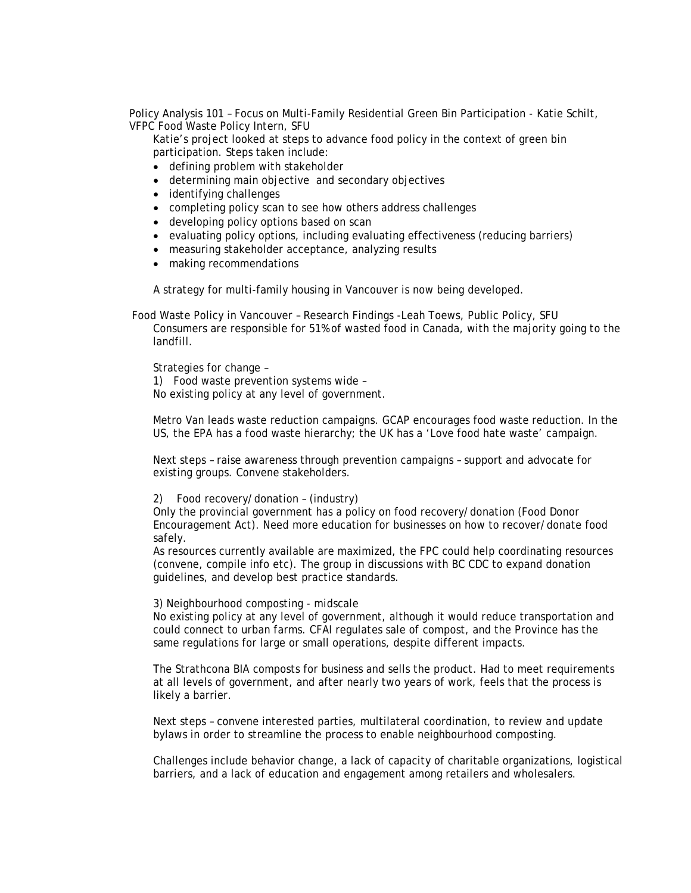Policy Analysis 101 – Focus on Multi-Family Residential Green Bin Participation - Katie Schilt, VFPC Food Waste Policy Intern, SFU

Katie's project looked at steps to advance food policy in the context of green bin participation. Steps taken include:

- defining problem with stakeholder
- determining main objective and secondary objectives
- identifying challenges
- completing policy scan to see how others address challenges
- developing policy options based on scan
- evaluating policy options, including evaluating effectiveness (reducing barriers)
- measuring stakeholder acceptance, analyzing results
- making recommendations

A strategy for multi-family housing in Vancouver is now being developed.

Food Waste Policy in Vancouver – Research Findings -Leah Toews, Public Policy, SFU

Consumers are responsible for 51% of wasted food in Canada, with the majority going to the landfill.

Strategies for change –

1) Food waste prevention systems wide –
No existing policy at any level of government.

Metro Van leads waste reduction campaigns. GCAP encourages food waste reduction. In the US, the EPA has a food waste hierarchy; the UK has a 'Love food hate waste' campaign.

Next steps – raise awareness through prevention campaigns – support and advocate for existing groups. Convene stakeholders.

2) Food recovery/donation – (industry)
Only the provincial government has a policy on food recovery/donation (Food Donor Encouragement Act). Need more education for businesses on how to recover/donate food safely.
As resources currently available are maximized, the FPC could help coordinating resources (convene, compile info etc). The group in discussions with BC CDC to expand donation guidelines, and develop best practice standards.

3) Neighbourhood composting - midscale
No existing policy at any level of government, although it would reduce transportation and could connect to urban farms. CFAI regulates sale of compost, and the Province has the same regulations for large or small operations, despite different impacts.

The Strathcona BIA composts for business and sells the product. Had to meet requirements at all levels of government, and after nearly two years of work, feels that the process is likely a barrier.

Next steps – convene interested parties, multilateral coordination, to review and update bylaws in order to streamline the process to enable neighbourhood composting.

Challenges include behavior change, a lack of capacity of charitable organizations, logistical barriers, and a lack of education and engagement among retailers and wholesalers.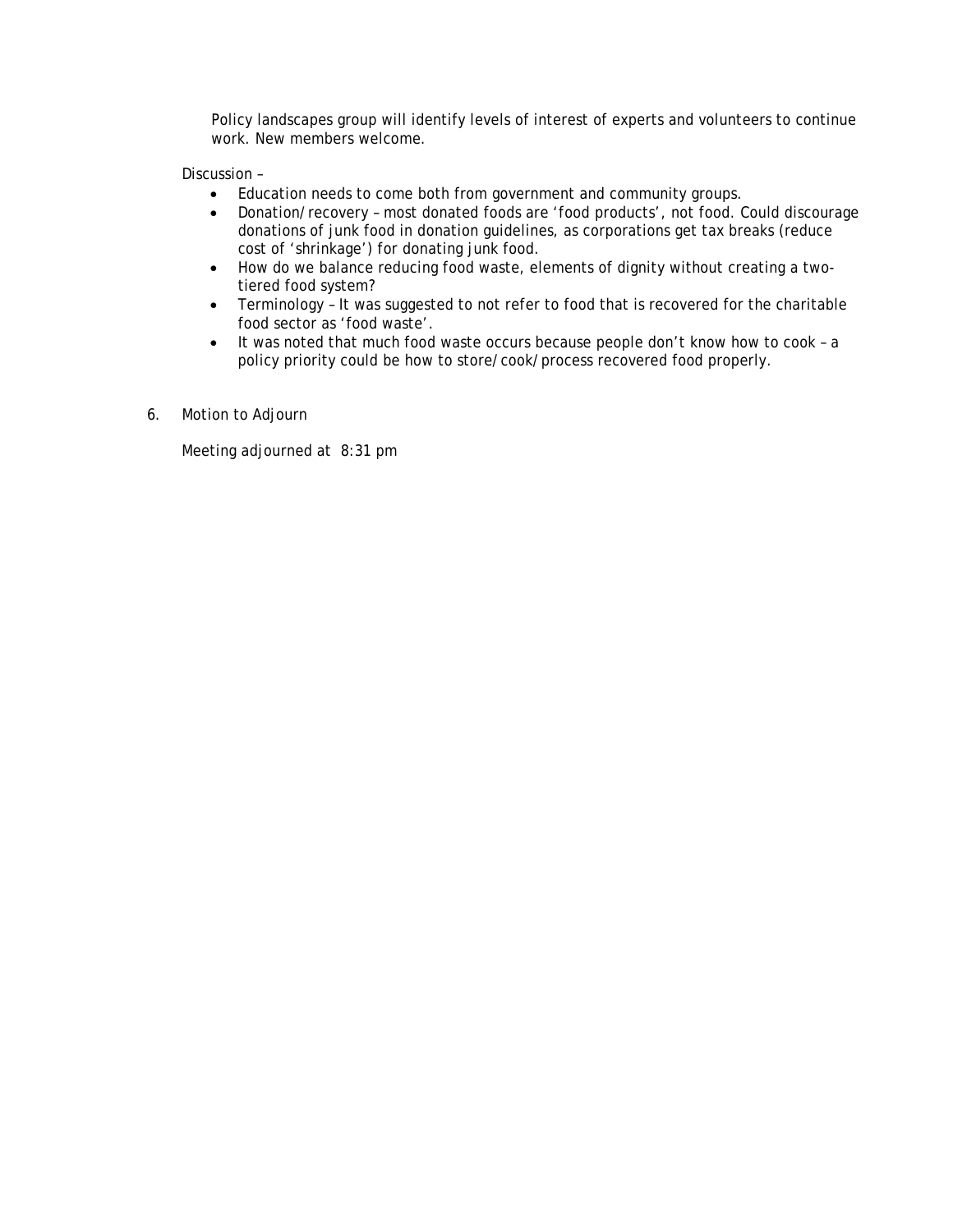Policy landscapes group will identify levels of interest of experts and volunteers to continue work. New members welcome.

Discussion –

- Education needs to come both from government and community groups.
- Donation/recovery – most donated foods are 'food products', not food. Could discourage donations of junk food in donation guidelines, as corporations get tax breaks (reduce cost of 'shrinkage') for donating junk food.
- How do we balance reducing food waste, elements of dignity without creating a two-tiered food system?
- Terminology – It was suggested to not refer to food that is recovered for the charitable food sector as 'food waste'.
- It was noted that much food waste occurs because people don't know how to cook – a policy priority could be how to store/cook/process recovered food properly.

6. Motion to Adjourn

   Meeting adjourned at 8:31 pm